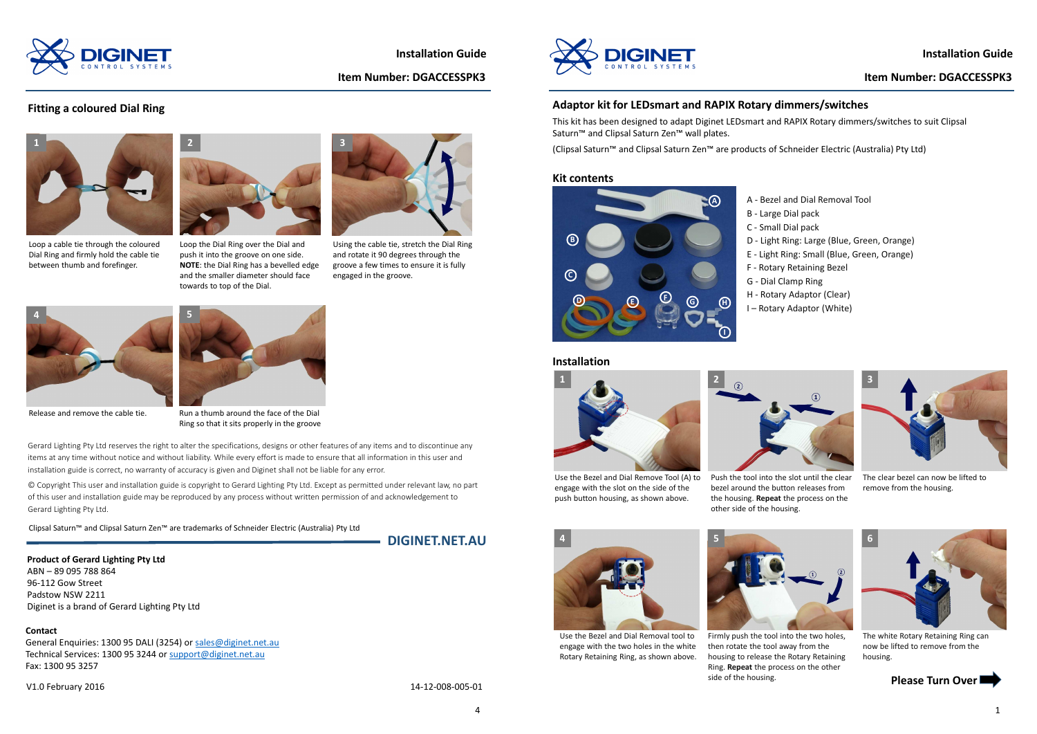## Fitting a coloured Dial Ring

1. Loop a cable tie through the coloured Dial Ring and firmly hold the cable tie between thumb and forefinger.
2. Loop the Dial Ring over the Dial and push it into the groove on one side. **NOTE**: the Dial Ring has a bevelled edge and the smaller diameter should face towards to top of the Dial.
3. Using the cable tie, stretch the Dial Ring and rotate it 90 degrees through the groove a few times to ensure it is fully engaged in the groove.
4. Release and remove the cable tie.
5. Run a thumb around the face of the Dial Ring so that it sits properly in the groove

Gerard Lighting Pty Ltd reserves the right to alter the specifications, designs or other features of any items and to discontinue any items at any time without notice and without liability. While every effort is made to ensure that all information in this user and installation guide is correct, no warranty of accuracy is given and Diginet shall not be liable for any error.

© Copyright This user and installation guide is copyright to Gerard Lighting Pty Ltd. Except as permitted under relevant law, no part of this user and installation guide may be reproduced by any process without written permission of and acknowledgement to Gerard Lighting Pty Ltd.

Clipsal Saturn™ and Clipsal Saturn Zen™ are trademarks of Schneider Electric (Australia) Pty Ltd

**DIGINET.NET.AU**

**Product of Gerard Lighting Pty Ltd**
ABN – 89 095 788 864
96-112 Gow Street
Padstow NSW 2211
Diginet is a brand of Gerard Lighting Pty Ltd

**Contact**
General Enquiries: 1300 95 DALI (3254) or sales@diginet.net.au
Technical Services: 1300 95 3244 or support@diginet.net.au
Fax: 1300 95 3257

V1.0 February 2016

14-12-008-005-01

**Installation Guide**

**Item Number: DGACCESSPK3**

## Adaptor kit for LEDsmart and RAPIX Rotary dimmers/switches

This kit has been designed to adapt Diginet LEDsmart and RAPIX Rotary dimmers/switches to suit Clipsal Saturn™ and Clipsal Saturn Zen™ wall plates.

(Clipsal Saturn™ and Clipsal Saturn Zen™ are products of Schneider Electric (Australia) Pty Ltd)

### Kit contents

- A - Bezel and Dial Removal Tool
- B - Large Dial pack
- C - Small Dial pack
- D - Light Ring: Large (Blue, Green, Orange)
- E - Light Ring: Small (Blue, Green, Orange)
- F - Rotary Retaining Bezel
- G - Dial Clamp Ring
- H - Rotary Adaptor (Clear)
- I – Rotary Adaptor (White)

### Installation

1. Use the Bezel and Dial Remove Tool (A) to engage with the slot on the side of the push button housing, as shown above.
2. Push the tool into the slot until the clear bezel around the button releases from the housing. **Repeat** the process on the other side of the housing.
3. The clear bezel can now be lifted to remove from the housing.
4. Use the Bezel and Dial Removal tool to engage with the two holes in the white Rotary Retaining Ring, as shown above.
5. Firmly push the tool into the two holes, then rotate the tool away from the housing to release the Rotary Retaining Ring. **Repeat** the process on the other side of the housing.
6. The white Rotary Retaining Ring can now be lifted to remove from the housing.

**Please Turn Over**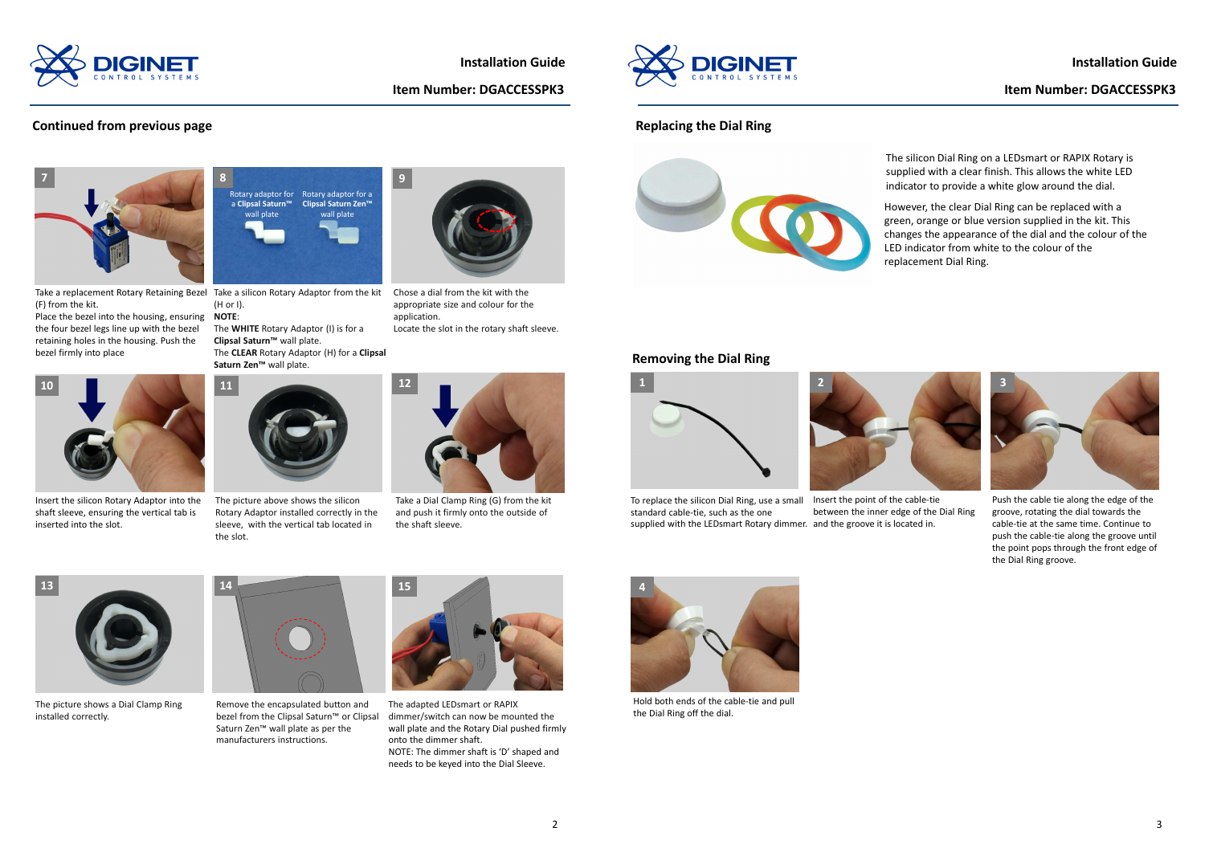## Continued from previous page

**7**

Take a replacement Rotary Retaining Bezel (F) from the kit.
Place the bezel into the housing, ensuring the four bezel legs line up with the bezel retaining holes in the housing. Push the bezel firmly into place

**8**

Rotary adaptor for a **Clipsal Saturn™** wall plate

Rotary adaptor for a **Clipsal Saturn Zen™** wall plate

Take a silicon Rotary Adaptor from the kit (H or I).
**NOTE**:
The **WHITE** Rotary Adaptor (I) is for a **Clipsal Saturn™** wall plate.
The **CLEAR** Rotary Adaptor (H) for a **Clipsal Saturn Zen™** wall plate.

**9**

Chose a dial from the kit with the appropriate size and colour for the application.
Locate the slot in the rotary shaft sleeve.

**10**

Insert the silicon Rotary Adaptor into the shaft sleeve, ensuring the vertical tab is inserted into the slot.

**11**

The picture above shows the silicon Rotary Adaptor installed correctly in the sleeve, with the vertical tab located in the slot.

**12**

Take a Dial Clamp Ring (G) from the kit and push it firmly onto the outside of the shaft sleeve.

**13**

The picture shows a Dial Clamp Ring installed correctly.

**14**

Remove the encapsulated button and bezel from the Clipsal Saturn™ or Clipsal Saturn Zen™ wall plate as per the manufacturers instructions.

**15**

The adapted LEDsmart or RAPIX dimmer/switch can now be mounted the wall plate and the Rotary Dial pushed firmly onto the dimmer shaft.
NOTE: The dimmer shaft is 'D' shaped and needs to be keyed into the Dial Sleeve.

## Replacing the Dial Ring

The silicon Dial Ring on a LEDsmart or RAPIX Rotary is supplied with a clear finish. This allows the white LED indicator to provide a white glow around the dial.

However, the clear Dial Ring can be replaced with a green, orange or blue version supplied in the kit. This changes the appearance of the dial and the colour of the LED indicator from white to the colour of the replacement Dial Ring.

## Removing the Dial Ring

**1**

To replace the silicon Dial Ring, use a small standard cable-tie, such as the one supplied with the LEDsmart Rotary dimmer.

**2**

Insert the point of the cable-tie between the inner edge of the Dial Ring and the groove it is located in.

**3**

Push the cable tie along the edge of the groove, rotating the dial towards the cable-tie at the same time. Continue to push the cable-tie along the groove until the point pops through the front edge of the Dial Ring groove.

**4**

Hold both ends of the cable-tie and pull the Dial Ring off the dial.